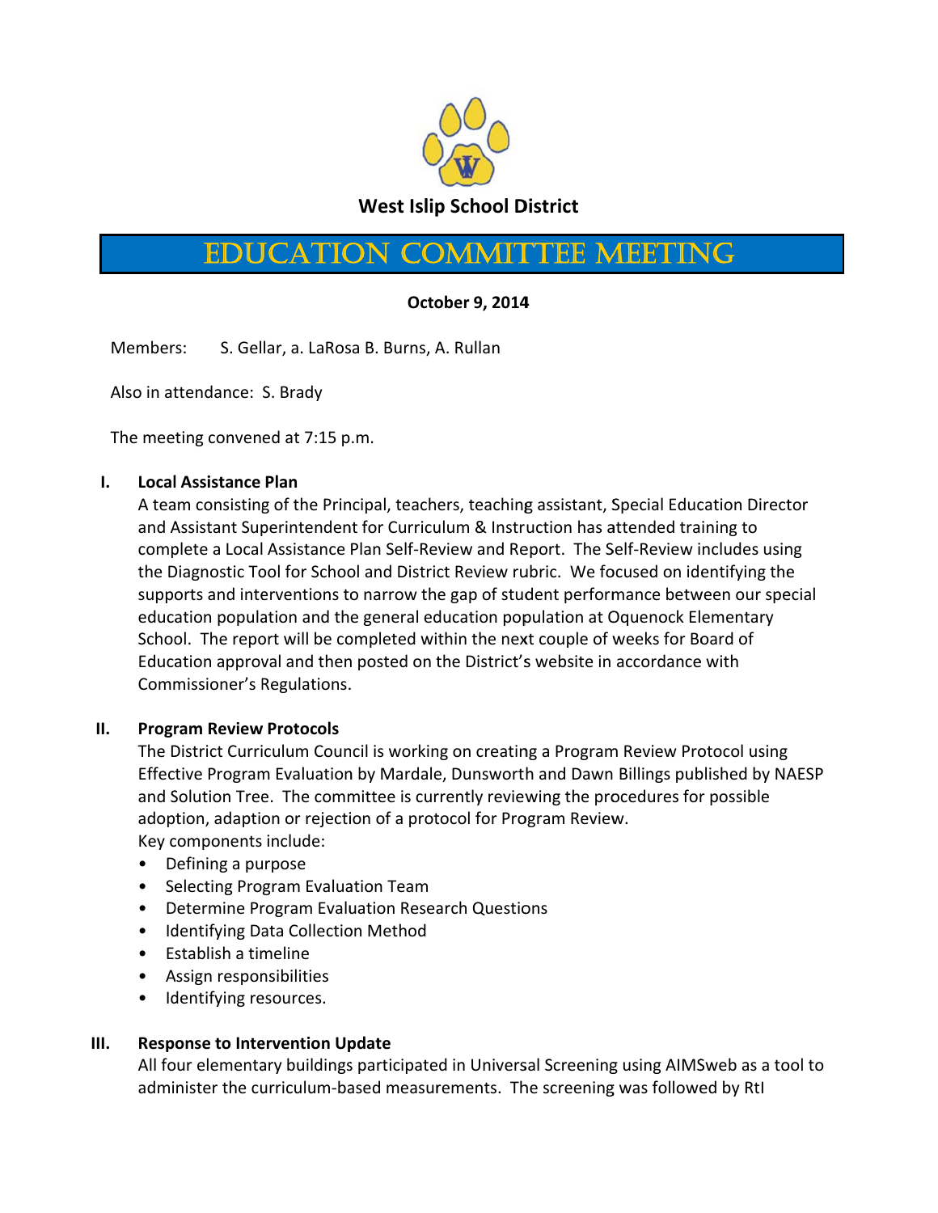**West Islip School District**

# Education Committee Meeting

**October 9, 2014**

Members: S. Gellar, a. LaRosa B. Burns, A. Rullan

Also in attendance: S. Brady

The meeting convened at 7:15 p.m.

**I. Local Assistance Plan**

A team consisting of the Principal, teachers, teaching assistant, Special Education Director and Assistant Superintendent for Curriculum & Instruction has attended training to complete a Local Assistance Plan Self-Review and Report. The Self-Review includes using the Diagnostic Tool for School and District Review rubric. We focused on identifying the supports and interventions to narrow the gap of student performance between our special education population and the general education population at Oquenock Elementary School. The report will be completed within the next couple of weeks for Board of Education approval and then posted on the District's website in accordance with Commissioner's Regulations.

**II. Program Review Protocols**

The District Curriculum Council is working on creating a Program Review Protocol using Effective Program Evaluation by Mardale, Dunsworth and Dawn Billings published by NAESP and Solution Tree. The committee is currently reviewing the procedures for possible adoption, adaption or rejection of a protocol for Program Review.

Key components include:

- Defining a purpose
- Selecting Program Evaluation Team
- Determine Program Evaluation Research Questions
- Identifying Data Collection Method
- Establish a timeline
- Assign responsibilities
- Identifying resources.

**III. Response to Intervention Update**

All four elementary buildings participated in Universal Screening using AIMSweb as a tool to administer the curriculum-based measurements. The screening was followed by RtI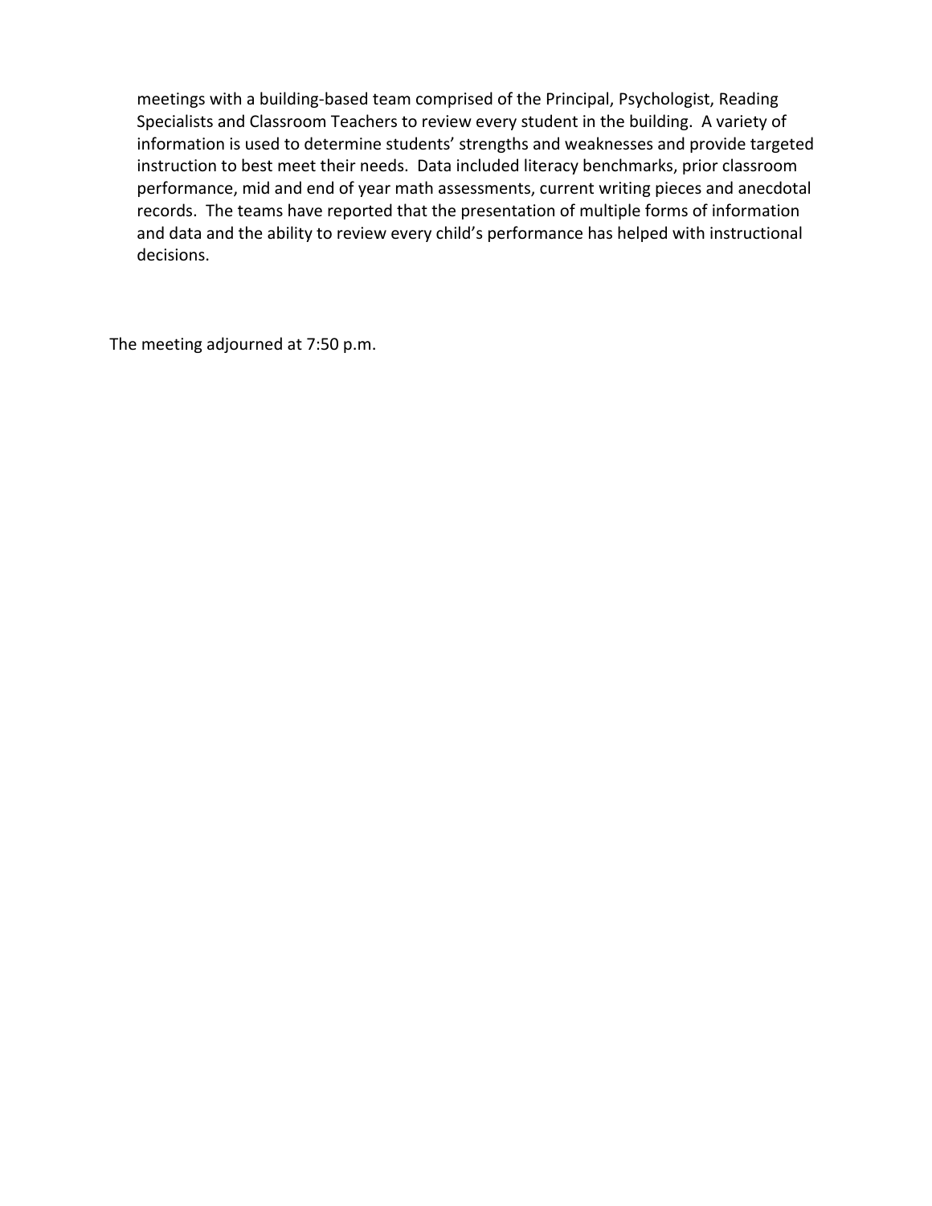meetings with a building-based team comprised of the Principal, Psychologist, Reading Specialists and Classroom Teachers to review every student in the building. A variety of information is used to determine students' strengths and weaknesses and provide targeted instruction to best meet their needs. Data included literacy benchmarks, prior classroom performance, mid and end of year math assessments, current writing pieces and anecdotal records. The teams have reported that the presentation of multiple forms of information and data and the ability to review every child's performance has helped with instructional decisions.

The meeting adjourned at 7:50 p.m.